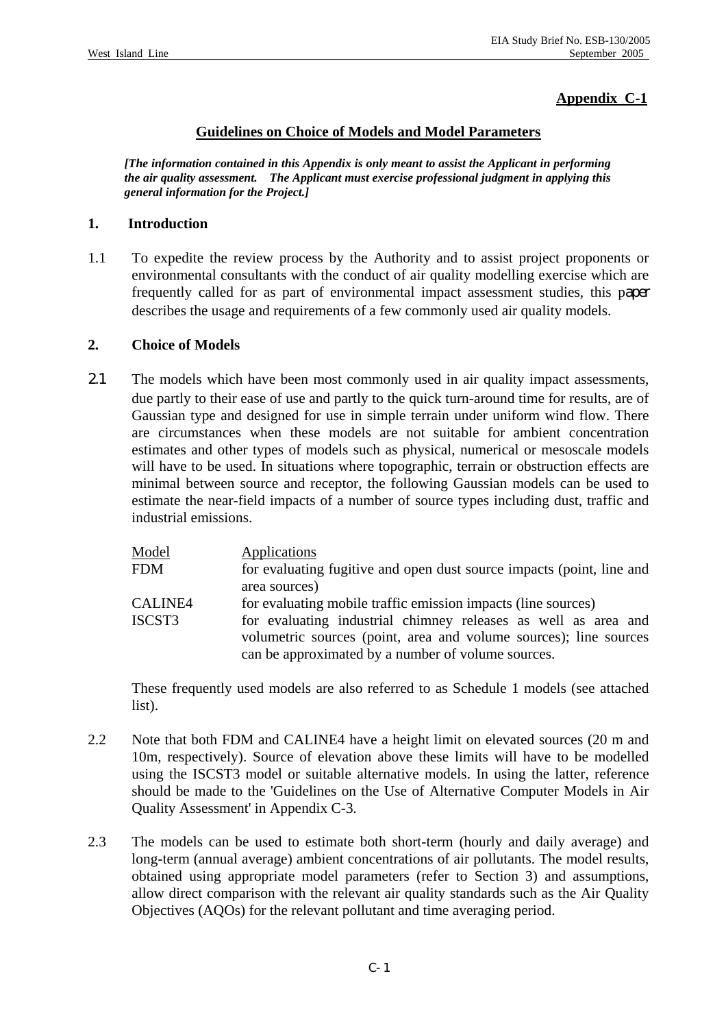**Appendix C-1**

## Guidelines on Choice of Models and Model Parameters

***[The information contained in this Appendix is only meant to assist the Applicant in performing the air quality assessment. The Applicant must exercise professional judgment in applying this general information for the Project.]***

### 1. Introduction

1.1 To expedite the review process by the Authority and to assist project proponents or environmental consultants with the conduct of air quality modelling exercise which are frequently called for as part of environmental impact assessment studies, this paper describes the usage and requirements of a few commonly used air quality models.

### 2. Choice of Models

2.1 The models which have been most commonly used in air quality impact assessments, due partly to their ease of use and partly to the quick turn-around time for results, are of Gaussian type and designed for use in simple terrain under uniform wind flow. There are circumstances when these models are not suitable for ambient concentration estimates and other types of models such as physical, numerical or mesoscale models will have to be used. In situations where topographic, terrain or obstruction effects are minimal between source and receptor, the following Gaussian models can be used to estimate the near-field impacts of a number of source types including dust, traffic and industrial emissions.

| Model | Applications |
|---|---|
| FDM | for evaluating fugitive and open dust source impacts (point, line and area sources) |
| CALINE4 | for evaluating mobile traffic emission impacts (line sources) |
| ISCST3 | for evaluating industrial chimney releases as well as area and volumetric sources (point, area and volume sources); line sources can be approximated by a number of volume sources. |

These frequently used models are also referred to as Schedule 1 models (see attached list).

2.2 Note that both FDM and CALINE4 have a height limit on elevated sources (20 m and 10m, respectively). Source of elevation above these limits will have to be modelled using the ISCST3 model or suitable alternative models. In using the latter, reference should be made to the 'Guidelines on the Use of Alternative Computer Models in Air Quality Assessment' in Appendix C-3.

2.3 The models can be used to estimate both short-term (hourly and daily average) and long-term (annual average) ambient concentrations of air pollutants. The model results, obtained using appropriate model parameters (refer to Section 3) and assumptions, allow direct comparison with the relevant air quality standards such as the Air Quality Objectives (AQOs) for the relevant pollutant and time averaging period.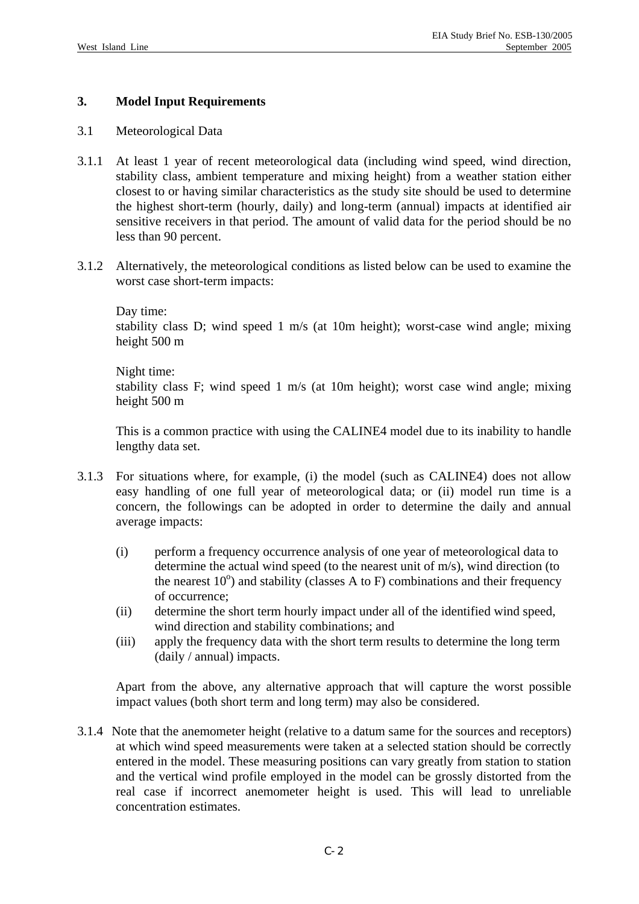## 3. Model Input Requirements

3.1 Meteorological Data

3.1.1 At least 1 year of recent meteorological data (including wind speed, wind direction, stability class, ambient temperature and mixing height) from a weather station either closest to or having similar characteristics as the study site should be used to determine the highest short-term (hourly, daily) and long-term (annual) impacts at identified air sensitive receivers in that period. The amount of valid data for the period should be no less than 90 percent.

3.1.2 Alternatively, the meteorological conditions as listed below can be used to examine the worst case short-term impacts:

Day time:
stability class D; wind speed 1 m/s (at 10m height); worst-case wind angle; mixing height 500 m

Night time:
stability class F; wind speed 1 m/s (at 10m height); worst case wind angle; mixing height 500 m

This is a common practice with using the CALINE4 model due to its inability to handle lengthy data set.

3.1.3 For situations where, for example, (i) the model (such as CALINE4) does not allow easy handling of one full year of meteorological data; or (ii) model run time is a concern, the followings can be adopted in order to determine the daily and annual average impacts:

(i) perform a frequency occurrence analysis of one year of meteorological data to determine the actual wind speed (to the nearest unit of m/s), wind direction (to the nearest $10^{o}$) and stability (classes A to F) combinations and their frequency of occurrence;
(ii) determine the short term hourly impact under all of the identified wind speed, wind direction and stability combinations; and
(iii) apply the frequency data with the short term results to determine the long term (daily / annual) impacts.

Apart from the above, any alternative approach that will capture the worst possible impact values (both short term and long term) may also be considered.

3.1.4 Note that the anemometer height (relative to a datum same for the sources and receptors) at which wind speed measurements were taken at a selected station should be correctly entered in the model. These measuring positions can vary greatly from station to station and the vertical wind profile employed in the model can be grossly distorted from the real case if incorrect anemometer height is used. This will lead to unreliable concentration estimates.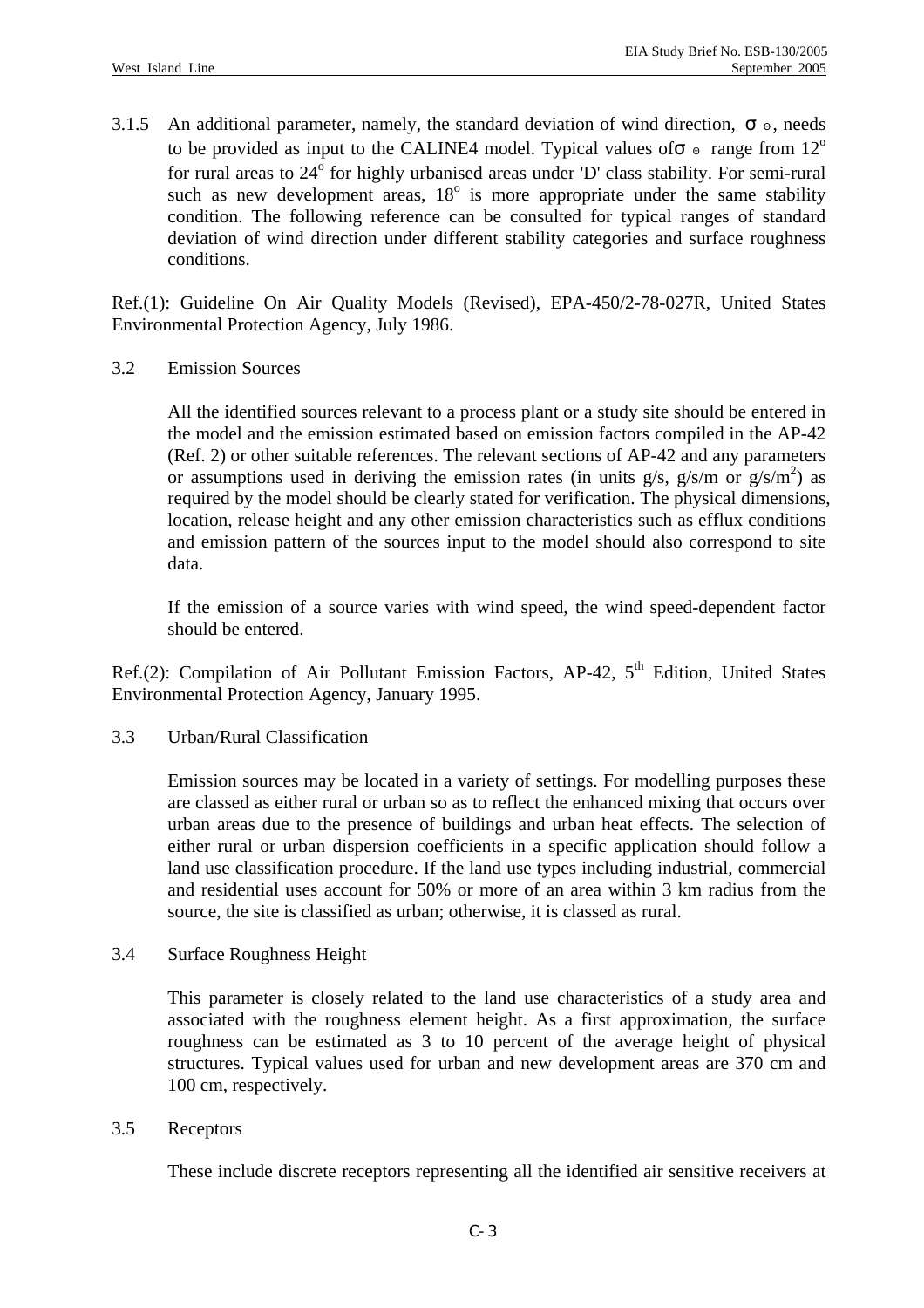3.1.5 An additional parameter, namely, the standard deviation of wind direction, $\sigma_{\theta}$, needs to be provided as input to the CALINE4 model. Typical values of $\sigma_{\theta}$ range from $12^{o}$ for rural areas to $24^{o}$ for highly urbanised areas under 'D' class stability. For semi-rural such as new development areas, $18^{o}$ is more appropriate under the same stability condition. The following reference can be consulted for typical ranges of standard deviation of wind direction under different stability categories and surface roughness conditions.

Ref.(1): Guideline On Air Quality Models (Revised), EPA-450/2-78-027R, United States Environmental Protection Agency, July 1986.

3.2 Emission Sources

All the identified sources relevant to a process plant or a study site should be entered in the model and the emission estimated based on emission factors compiled in the AP-42 (Ref. 2) or other suitable references. The relevant sections of AP-42 and any parameters or assumptions used in deriving the emission rates (in units g/s, g/s/m or $g/s/m^2$) as required by the model should be clearly stated for verification. The physical dimensions, location, release height and any other emission characteristics such as efflux conditions and emission pattern of the sources input to the model should also correspond to site data.

If the emission of a source varies with wind speed, the wind speed-dependent factor should be entered.

Ref.(2): Compilation of Air Pollutant Emission Factors, AP-42, 5th Edition, United States Environmental Protection Agency, January 1995.

3.3 Urban/Rural Classification

Emission sources may be located in a variety of settings. For modelling purposes these are classed as either rural or urban so as to reflect the enhanced mixing that occurs over urban areas due to the presence of buildings and urban heat effects. The selection of either rural or urban dispersion coefficients in a specific application should follow a land use classification procedure. If the land use types including industrial, commercial and residential uses account for 50% or more of an area within 3 km radius from the source, the site is classified as urban; otherwise, it is classed as rural.

3.4 Surface Roughness Height

This parameter is closely related to the land use characteristics of a study area and associated with the roughness element height. As a first approximation, the surface roughness can be estimated as 3 to 10 percent of the average height of physical structures. Typical values used for urban and new development areas are 370 cm and 100 cm, respectively.

3.5 Receptors

These include discrete receptors representing all the identified air sensitive receivers at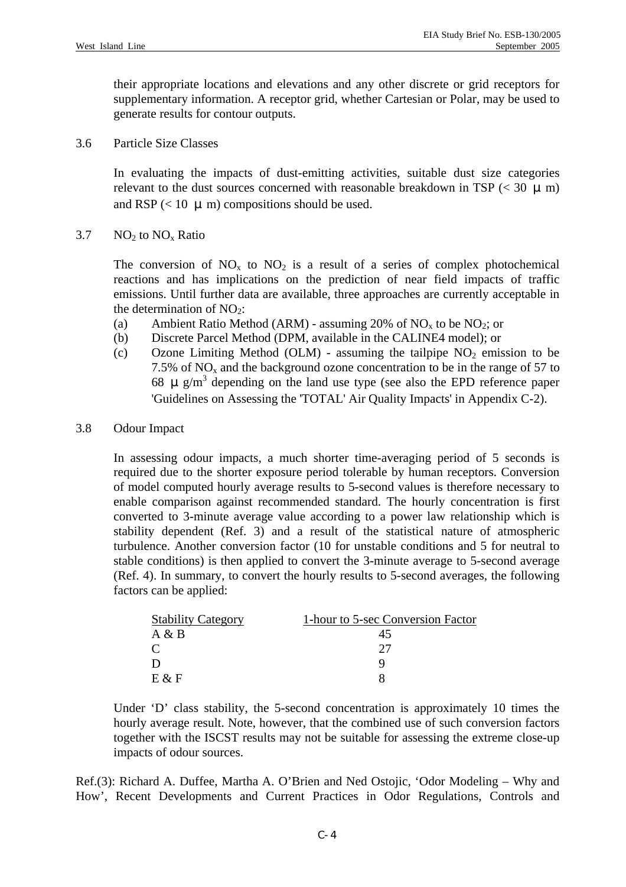their appropriate locations and elevations and any other discrete or grid receptors for supplementary information. A receptor grid, whether Cartesian or Polar, may be used to generate results for contour outputs.

3.6 Particle Size Classes

In evaluating the impacts of dust-emitting activities, suitable dust size categories relevant to the dust sources concerned with reasonable breakdown in TSP (< 30 μ m) and RSP (< 10 μ m) compositions should be used.

3.7 $NO_2$ to $NO_x$ Ratio

The conversion of $NO_x$ to $NO_2$ is a result of a series of complex photochemical reactions and has implications on the prediction of near field impacts of traffic emissions. Until further data are available, three approaches are currently acceptable in the determination of $NO_2$:

(a) Ambient Ratio Method (ARM) - assuming 20% of $NO_x$ to be $NO_2$; or
(b) Discrete Parcel Method (DPM, available in the CALINE4 model); or
(c) Ozone Limiting Method (OLM) - assuming the tailpipe $NO_2$ emission to be 7.5% of $NO_x$ and the background ozone concentration to be in the range of 57 to 68 μ g/m$^3$ depending on the land use type (see also the EPD reference paper 'Guidelines on Assessing the 'TOTAL' Air Quality Impacts' in Appendix C-2).

3.8 Odour Impact

In assessing odour impacts, a much shorter time-averaging period of 5 seconds is required due to the shorter exposure period tolerable by human receptors. Conversion of model computed hourly average results to 5-second values is therefore necessary to enable comparison against recommended standard. The hourly concentration is first converted to 3-minute average value according to a power law relationship which is stability dependent (Ref. 3) and a result of the statistical nature of atmospheric turbulence. Another conversion factor (10 for unstable conditions and 5 for neutral to stable conditions) is then applied to convert the 3-minute average to 5-second average (Ref. 4). In summary, to convert the hourly results to 5-second averages, the following factors can be applied:

| Stability Category | 1-hour to 5-sec Conversion Factor |
|---|---|
| A & B | 45 |
| C | 27 |
| D | 9 |
| E & F | 8 |

Under 'D' class stability, the 5-second concentration is approximately 10 times the hourly average result. Note, however, that the combined use of such conversion factors together with the ISCST results may not be suitable for assessing the extreme close-up impacts of odour sources.

Ref.(3): Richard A. Duffee, Martha A. O'Brien and Ned Ostojic, 'Odor Modeling – Why and How', Recent Developments and Current Practices in Odor Regulations, Controls and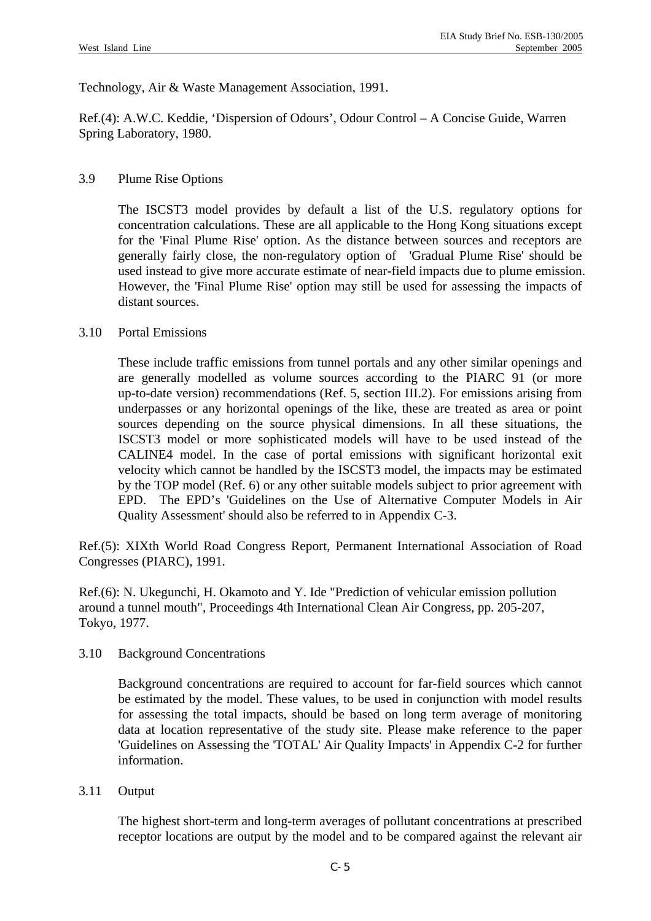Technology, Air & Waste Management Association, 1991.

Ref.(4): A.W.C. Keddie, 'Dispersion of Odours', Odour Control – A Concise Guide, Warren Spring Laboratory, 1980.

3.9 Plume Rise Options

The ISCST3 model provides by default a list of the U.S. regulatory options for concentration calculations. These are all applicable to the Hong Kong situations except for the 'Final Plume Rise' option. As the distance between sources and receptors are generally fairly close, the non-regulatory option of 'Gradual Plume Rise' should be used instead to give more accurate estimate of near-field impacts due to plume emission. However, the 'Final Plume Rise' option may still be used for assessing the impacts of distant sources.

3.10 Portal Emissions

These include traffic emissions from tunnel portals and any other similar openings and are generally modelled as volume sources according to the PIARC 91 (or more up-to-date version) recommendations (Ref. 5, section III.2). For emissions arising from underpasses or any horizontal openings of the like, these are treated as area or point sources depending on the source physical dimensions. In all these situations, the ISCST3 model or more sophisticated models will have to be used instead of the CALINE4 model. In the case of portal emissions with significant horizontal exit velocity which cannot be handled by the ISCST3 model, the impacts may be estimated by the TOP model (Ref. 6) or any other suitable models subject to prior agreement with EPD. The EPD's 'Guidelines on the Use of Alternative Computer Models in Air Quality Assessment' should also be referred to in Appendix C-3.

Ref.(5): XIXth World Road Congress Report, Permanent International Association of Road Congresses (PIARC), 1991.

Ref.(6): N. Ukegunchi, H. Okamoto and Y. Ide "Prediction of vehicular emission pollution around a tunnel mouth", Proceedings 4th International Clean Air Congress, pp. 205-207, Tokyo, 1977.

3.10 Background Concentrations

Background concentrations are required to account for far-field sources which cannot be estimated by the model. These values, to be used in conjunction with model results for assessing the total impacts, should be based on long term average of monitoring data at location representative of the study site. Please make reference to the paper 'Guidelines on Assessing the 'TOTAL' Air Quality Impacts' in Appendix C-2 for further information.

3.11 Output

The highest short-term and long-term averages of pollutant concentrations at prescribed receptor locations are output by the model and to be compared against the relevant air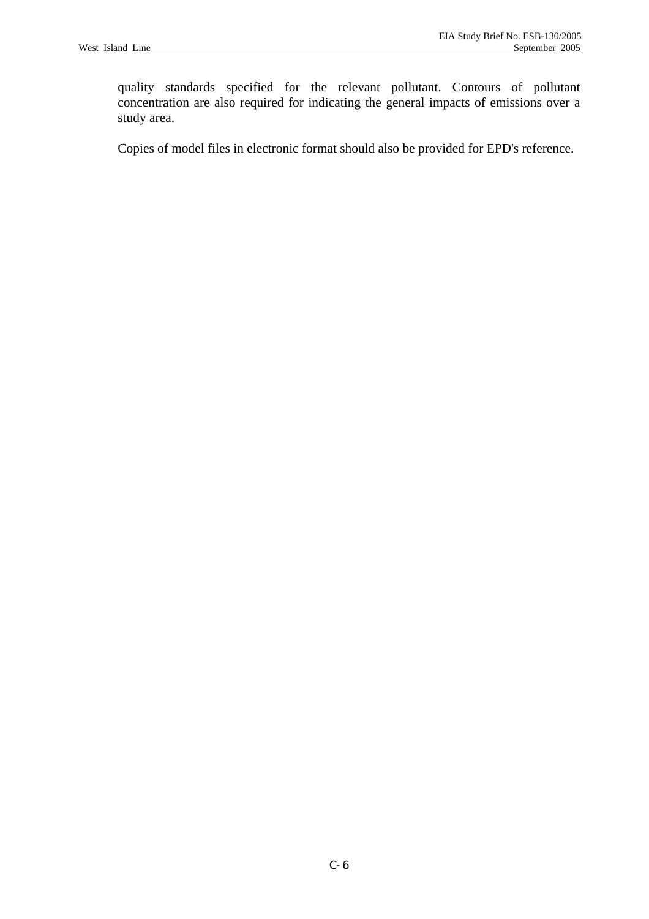quality standards specified for the relevant pollutant. Contours of pollutant concentration are also required for indicating the general impacts of emissions over a study area.

Copies of model files in electronic format should also be provided for EPD's reference.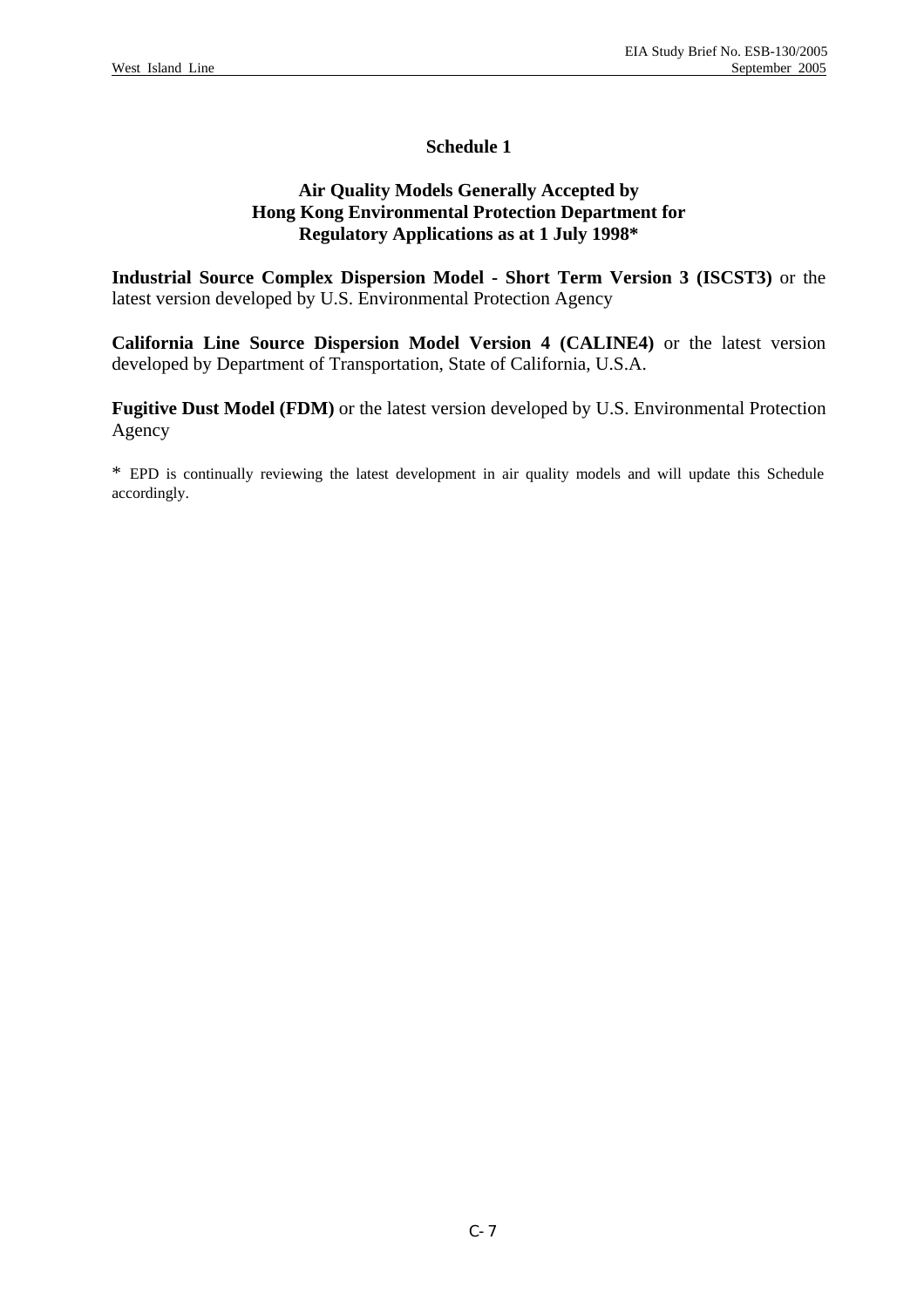# Schedule 1

## Air Quality Models Generally Accepted by Hong Kong Environmental Protection Department for Regulatory Applications as at 1 July 1998*

**Industrial Source Complex Dispersion Model - Short Term Version 3 (ISCST3)** or the latest version developed by U.S. Environmental Protection Agency

**California Line Source Dispersion Model Version 4 (CALINE4)** or the latest version developed by Department of Transportation, State of California, U.S.A.

**Fugitive Dust Model (FDM)** or the latest version developed by U.S. Environmental Protection Agency

* EPD is continually reviewing the latest development in air quality models and will update this Schedule accordingly.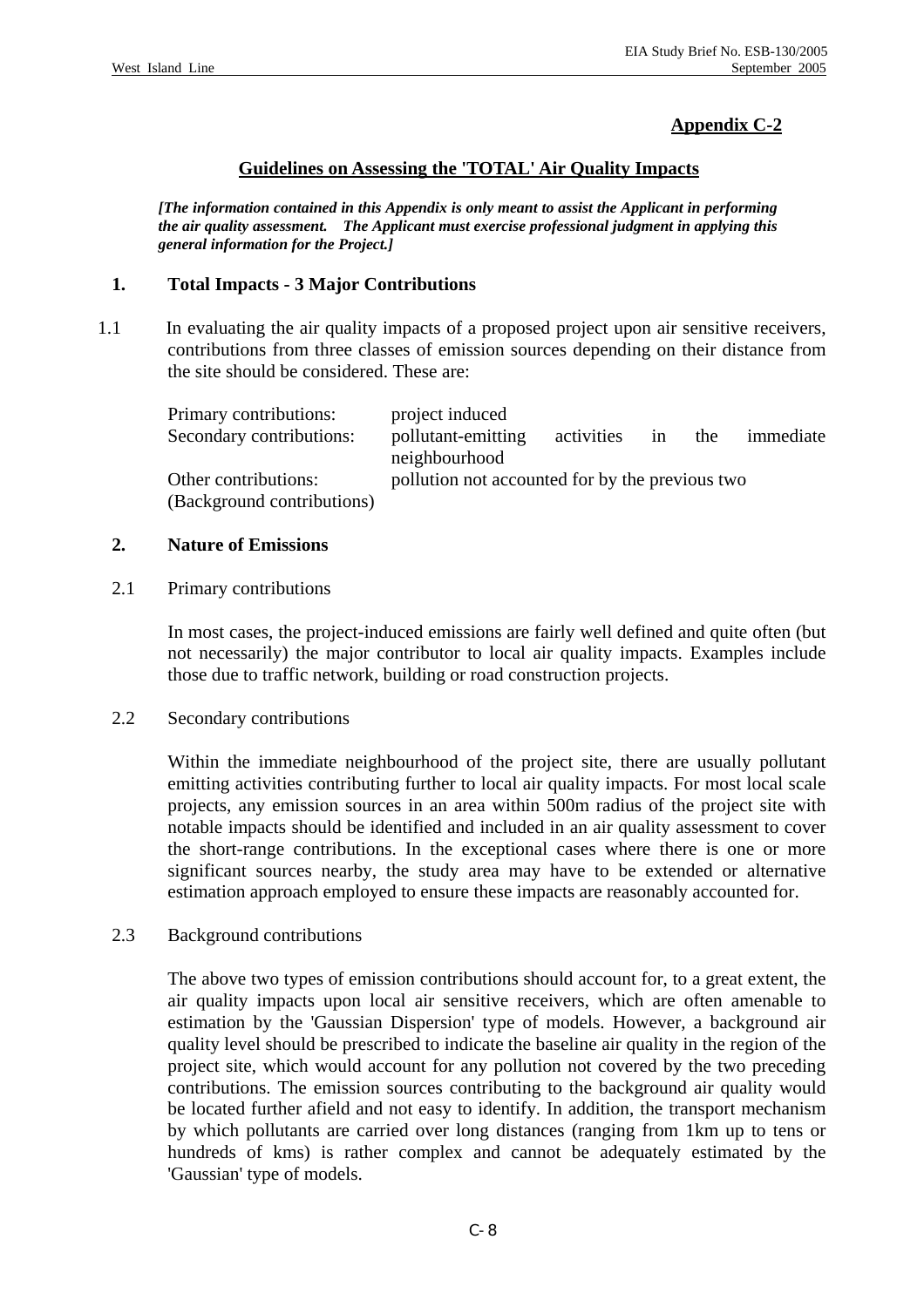## Appendix C-2

## Guidelines on Assessing the 'TOTAL' Air Quality Impacts

***[The information contained in this Appendix is only meant to assist the Applicant in performing the air quality assessment. The Applicant must exercise professional judgment in applying this general information for the Project.]***

### 1. Total Impacts - 3 Major Contributions

1.1 In evaluating the air quality impacts of a proposed project upon air sensitive receivers, contributions from three classes of emission sources depending on their distance from the site should be considered. These are:

| | |
|---|---|
| Primary contributions: | project induced |
| Secondary contributions: | pollutant-emitting activities in the immediate neighbourhood |
| Other contributions: (Background contributions) | pollution not accounted for by the previous two |

### 2. Nature of Emissions

2.1 Primary contributions

In most cases, the project-induced emissions are fairly well defined and quite often (but not necessarily) the major contributor to local air quality impacts. Examples include those due to traffic network, building or road construction projects.

2.2 Secondary contributions

Within the immediate neighbourhood of the project site, there are usually pollutant emitting activities contributing further to local air quality impacts. For most local scale projects, any emission sources in an area within 500m radius of the project site with notable impacts should be identified and included in an air quality assessment to cover the short-range contributions. In the exceptional cases where there is one or more significant sources nearby, the study area may have to be extended or alternative estimation approach employed to ensure these impacts are reasonably accounted for.

2.3 Background contributions

The above two types of emission contributions should account for, to a great extent, the air quality impacts upon local air sensitive receivers, which are often amenable to estimation by the 'Gaussian Dispersion' type of models. However, a background air quality level should be prescribed to indicate the baseline air quality in the region of the project site, which would account for any pollution not covered by the two preceding contributions. The emission sources contributing to the background air quality would be located further afield and not easy to identify. In addition, the transport mechanism by which pollutants are carried over long distances (ranging from 1km up to tens or hundreds of kms) is rather complex and cannot be adequately estimated by the 'Gaussian' type of models.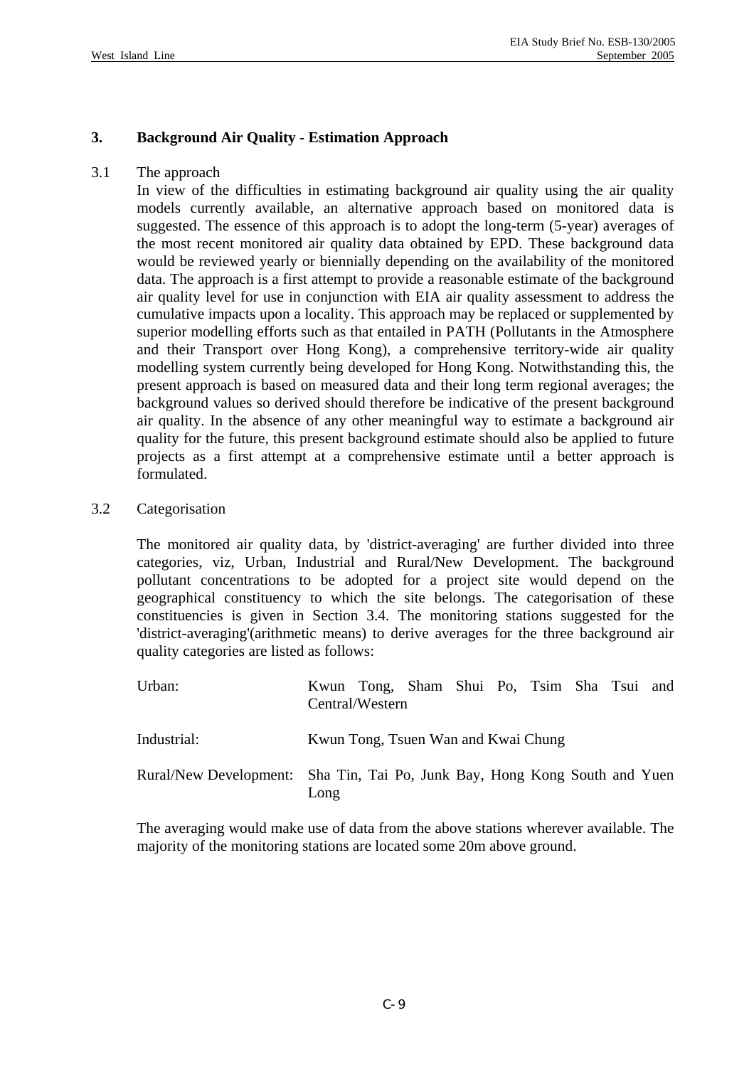## 3. Background Air Quality - Estimation Approach

3.1 The approach

In view of the difficulties in estimating background air quality using the air quality models currently available, an alternative approach based on monitored data is suggested. The essence of this approach is to adopt the long-term (5-year) averages of the most recent monitored air quality data obtained by EPD. These background data would be reviewed yearly or biennially depending on the availability of the monitored data. The approach is a first attempt to provide a reasonable estimate of the background air quality level for use in conjunction with EIA air quality assessment to address the cumulative impacts upon a locality. This approach may be replaced or supplemented by superior modelling efforts such as that entailed in PATH (Pollutants in the Atmosphere and their Transport over Hong Kong), a comprehensive territory-wide air quality modelling system currently being developed for Hong Kong. Notwithstanding this, the present approach is based on measured data and their long term regional averages; the background values so derived should therefore be indicative of the present background air quality. In the absence of any other meaningful way to estimate a background air quality for the future, this present background estimate should also be applied to future projects as a first attempt at a comprehensive estimate until a better approach is formulated.

3.2 Categorisation

The monitored air quality data, by 'district-averaging' are further divided into three categories, viz, Urban, Industrial and Rural/New Development. The background pollutant concentrations to be adopted for a project site would depend on the geographical constituency to which the site belongs. The categorisation of these constituencies is given in Section 3.4. The monitoring stations suggested for the 'district-averaging'(arithmetic means) to derive averages for the three background air quality categories are listed as follows:

| | |
|---|---|
| Urban: | Kwun Tong, Sham Shui Po, Tsim Sha Tsui and Central/Western |
| Industrial: | Kwun Tong, Tsuen Wan and Kwai Chung |
| Rural/New Development: | Sha Tin, Tai Po, Junk Bay, Hong Kong South and Yuen Long |

The averaging would make use of data from the above stations wherever available. The majority of the monitoring stations are located some 20m above ground.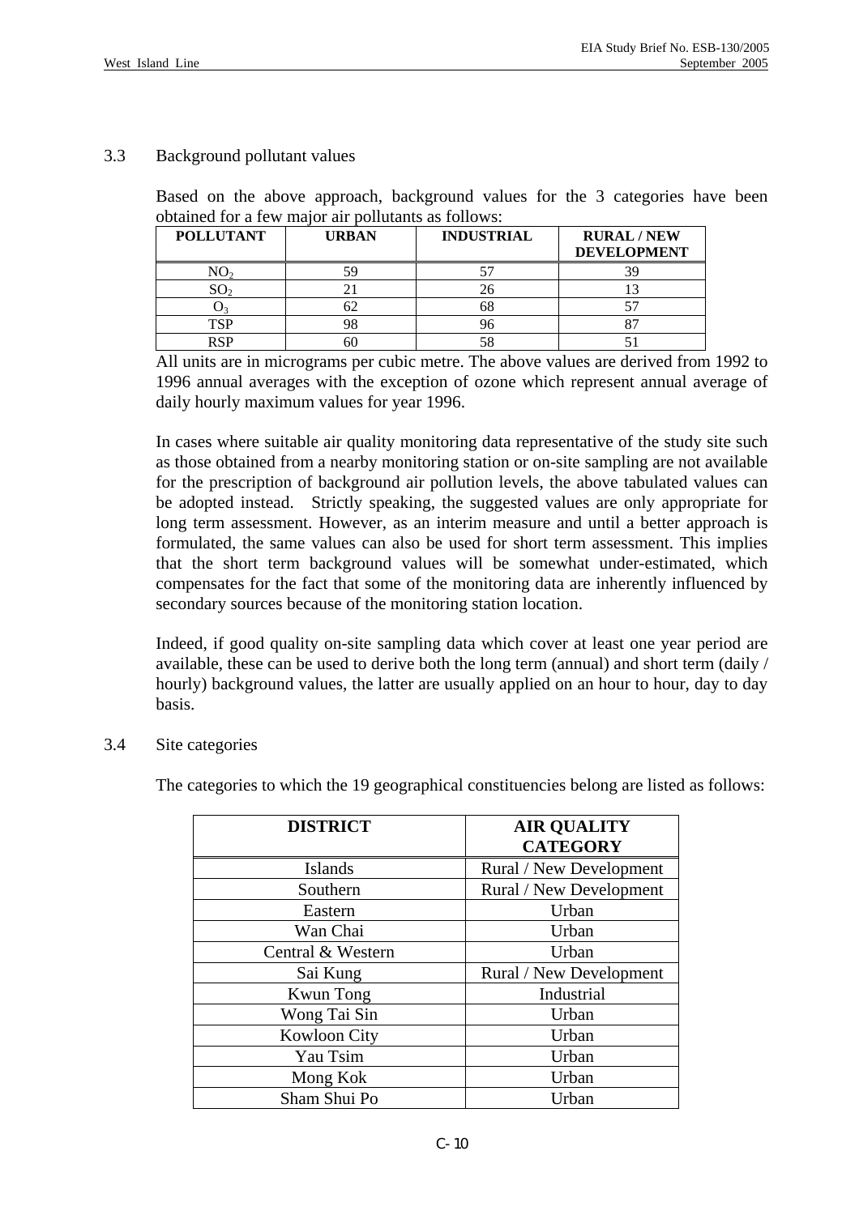## 3.3 Background pollutant values

Based on the above approach, background values for the 3 categories have been obtained for a few major air pollutants as follows:

| POLLUTANT | URBAN | INDUSTRIAL | RURAL / NEW DEVELOPMENT |
|---|---|---|---|
| $NO_2$ | 59 | 57 | 39 |
| $SO_2$ | 21 | 26 | 13 |
| $O_3$ | 62 | 68 | 57 |
| TSP | 98 | 96 | 87 |
| RSP | 60 | 58 | 51 |

All units are in micrograms per cubic metre. The above values are derived from 1992 to 1996 annual averages with the exception of ozone which represent annual average of daily hourly maximum values for year 1996.

In cases where suitable air quality monitoring data representative of the study site such as those obtained from a nearby monitoring station or on-site sampling are not available for the prescription of background air pollution levels, the above tabulated values can be adopted instead. Strictly speaking, the suggested values are only appropriate for long term assessment. However, as an interim measure and until a better approach is formulated, the same values can also be used for short term assessment. This implies that the short term background values will be somewhat under-estimated, which compensates for the fact that some of the monitoring data are inherently influenced by secondary sources because of the monitoring station location.

Indeed, if good quality on-site sampling data which cover at least one year period are available, these can be used to derive both the long term (annual) and short term (daily / hourly) background values, the latter are usually applied on an hour to hour, day to day basis.

## 3.4 Site categories

The categories to which the 19 geographical constituencies belong are listed as follows:

| DISTRICT | AIR QUALITY CATEGORY |
|---|---|
| Islands | Rural / New Development |
| Southern | Rural / New Development |
| Eastern | Urban |
| Wan Chai | Urban |
| Central & Western | Urban |
| Sai Kung | Rural / New Development |
| Kwun Tong | Industrial |
| Wong Tai Sin | Urban |
| Kowloon City | Urban |
| Yau Tsim | Urban |
| Mong Kok | Urban |
| Sham Shui Po | Urban |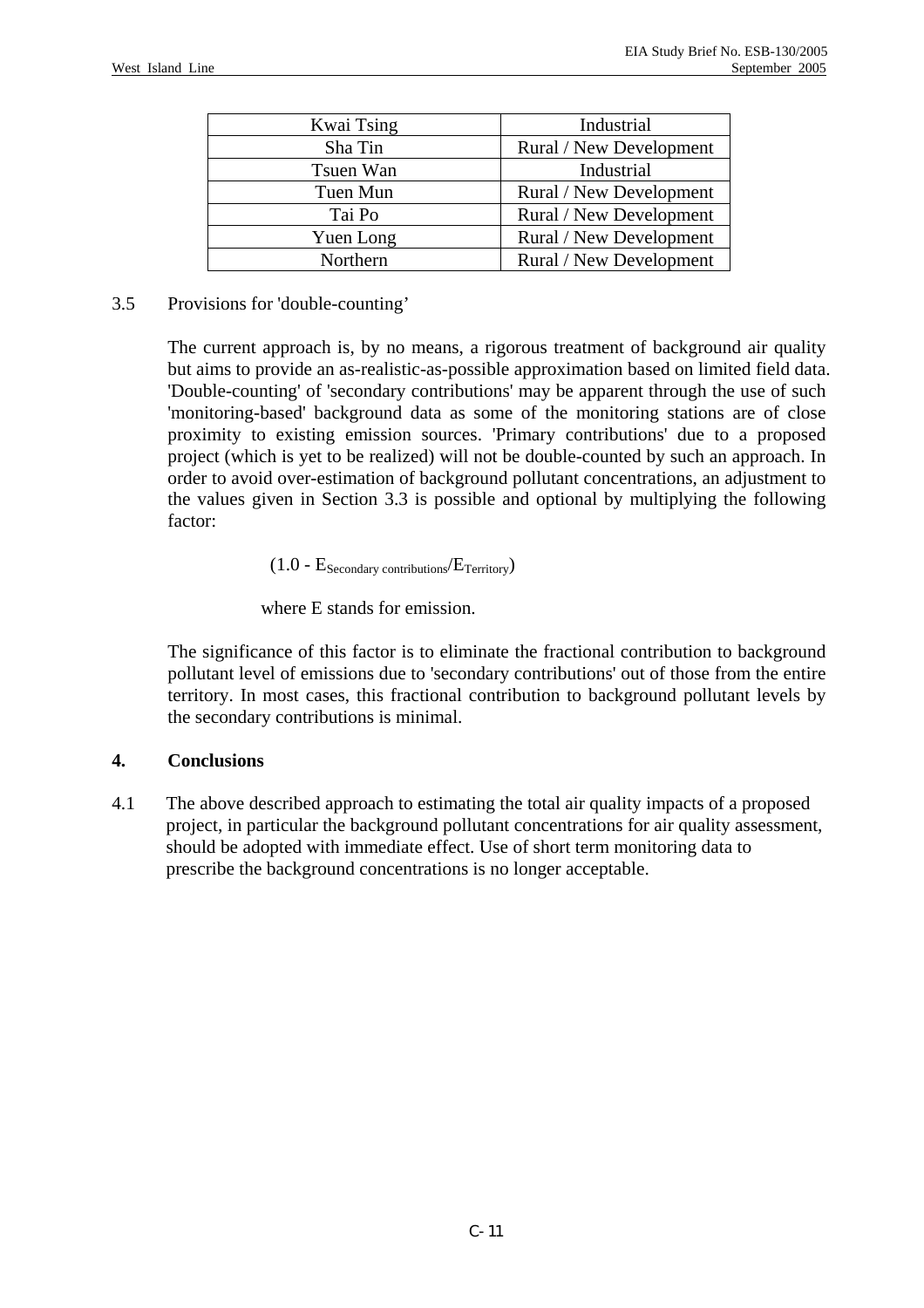| Kwai Tsing | Industrial |
| --- | --- |
| Sha Tin | Rural / New Development |
| Tsuen Wan | Industrial |
| Tuen Mun | Rural / New Development |
| Tai Po | Rural / New Development |
| Yuen Long | Rural / New Development |
| Northern | Rural / New Development |

3.5 Provisions for 'double-counting'

The current approach is, by no means, a rigorous treatment of background air quality but aims to provide an as-realistic-as-possible approximation based on limited field data. 'Double-counting' of 'secondary contributions' may be apparent through the use of such 'monitoring-based' background data as some of the monitoring stations are of close proximity to existing emission sources. 'Primary contributions' due to a proposed project (which is yet to be realized) will not be double-counted by such an approach. In order to avoid over-estimation of background pollutant concentrations, an adjustment to the values given in Section 3.3 is possible and optional by multiplying the following factor:

$$(1.0 - E_{\text{Secondary contributions}}/E_{\text{Territory}})$$

where E stands for emission.

The significance of this factor is to eliminate the fractional contribution to background pollutant level of emissions due to 'secondary contributions' out of those from the entire territory. In most cases, this fractional contribution to background pollutant levels by the secondary contributions is minimal.

## 4. Conclusions

4.1 The above described approach to estimating the total air quality impacts of a proposed project, in particular the background pollutant concentrations for air quality assessment, should be adopted with immediate effect. Use of short term monitoring data to prescribe the background concentrations is no longer acceptable.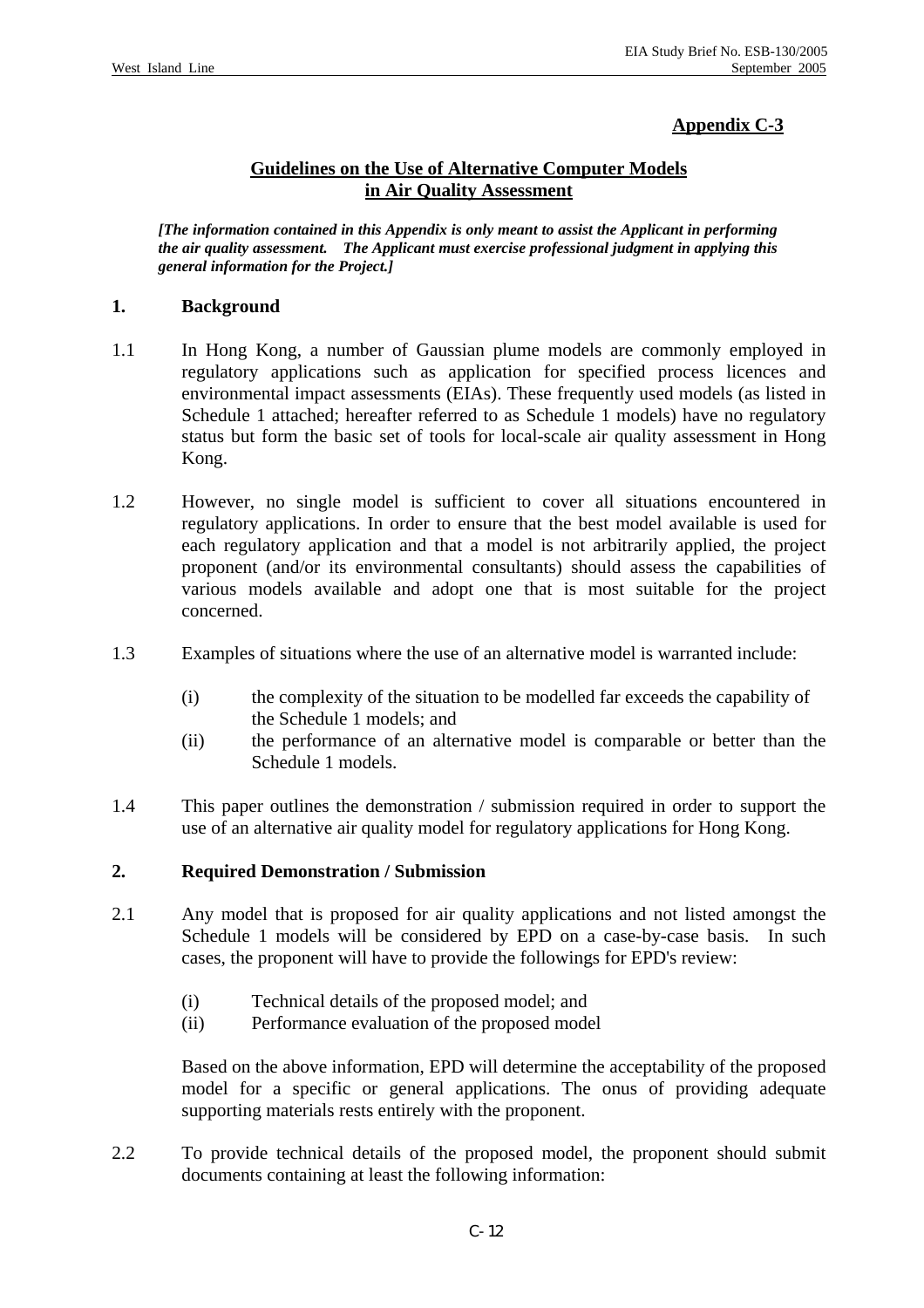**Appendix C-3**

## Guidelines on the Use of Alternative Computer Models in Air Quality Assessment

***[The information contained in this Appendix is only meant to assist the Applicant in performing the air quality assessment. The Applicant must exercise professional judgment in applying this general information for the Project.]***

### 1. Background

1.1 In Hong Kong, a number of Gaussian plume models are commonly employed in regulatory applications such as application for specified process licences and environmental impact assessments (EIAs). These frequently used models (as listed in Schedule 1 attached; hereafter referred to as Schedule 1 models) have no regulatory status but form the basic set of tools for local-scale air quality assessment in Hong Kong.

1.2 However, no single model is sufficient to cover all situations encountered in regulatory applications. In order to ensure that the best model available is used for each regulatory application and that a model is not arbitrarily applied, the project proponent (and/or its environmental consultants) should assess the capabilities of various models available and adopt one that is most suitable for the project concerned.

1.3 Examples of situations where the use of an alternative model is warranted include:

- (i) the complexity of the situation to be modelled far exceeds the capability of the Schedule 1 models; and
- (ii) the performance of an alternative model is comparable or better than the Schedule 1 models.

1.4 This paper outlines the demonstration / submission required in order to support the use of an alternative air quality model for regulatory applications for Hong Kong.

### 2. Required Demonstration / Submission

2.1 Any model that is proposed for air quality applications and not listed amongst the Schedule 1 models will be considered by EPD on a case-by-case basis. In such cases, the proponent will have to provide the followings for EPD's review:

- (i) Technical details of the proposed model; and
- (ii) Performance evaluation of the proposed model

Based on the above information, EPD will determine the acceptability of the proposed model for a specific or general applications. The onus of providing adequate supporting materials rests entirely with the proponent.

2.2 To provide technical details of the proposed model, the proponent should submit documents containing at least the following information: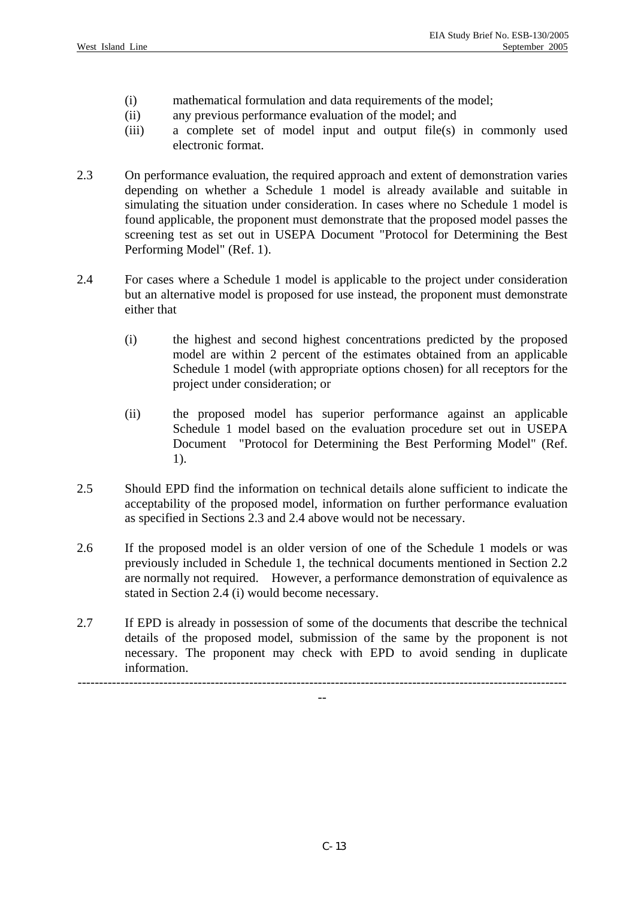(i) mathematical formulation and data requirements of the model;
(ii) any previous performance evaluation of the model; and
(iii) a complete set of model input and output file(s) in commonly used electronic format.

2.3 On performance evaluation, the required approach and extent of demonstration varies depending on whether a Schedule 1 model is already available and suitable in simulating the situation under consideration. In cases where no Schedule 1 model is found applicable, the proponent must demonstrate that the proposed model passes the screening test as set out in USEPA Document "Protocol for Determining the Best Performing Model" (Ref. 1).

2.4 For cases where a Schedule 1 model is applicable to the project under consideration but an alternative model is proposed for use instead, the proponent must demonstrate either that

(i) the highest and second highest concentrations predicted by the proposed model are within 2 percent of the estimates obtained from an applicable Schedule 1 model (with appropriate options chosen) for all receptors for the project under consideration; or

(ii) the proposed model has superior performance against an applicable Schedule 1 model based on the evaluation procedure set out in USEPA Document "Protocol for Determining the Best Performing Model" (Ref. 1).

2.5 Should EPD find the information on technical details alone sufficient to indicate the acceptability of the proposed model, information on further performance evaluation as specified in Sections 2.3 and 2.4 above would not be necessary.

2.6 If the proposed model is an older version of one of the Schedule 1 models or was previously included in Schedule 1, the technical documents mentioned in Section 2.2 are normally not required. However, a performance demonstration of equivalence as stated in Section 2.4 (i) would become necessary.

2.7 If EPD is already in possession of some of the documents that describe the technical details of the proposed model, submission of the same by the proponent is not necessary. The proponent may check with EPD to avoid sending in duplicate information.

---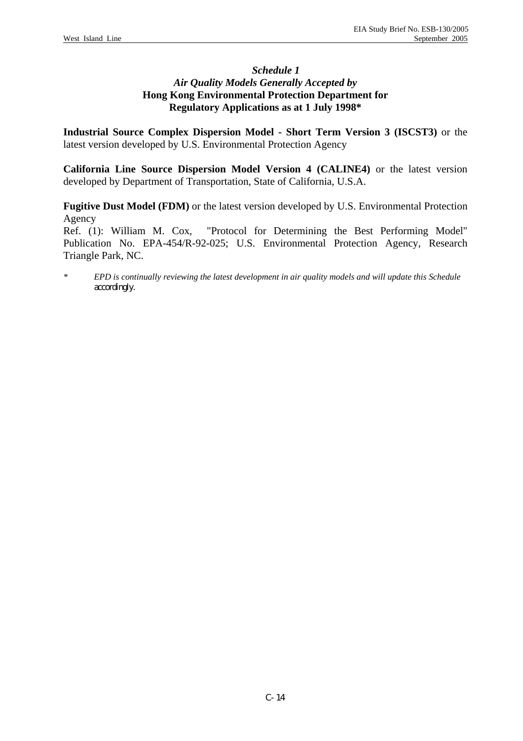### *Schedule 1*
### *Air Quality Models Generally Accepted by* **Hong Kong Environmental Protection Department for Regulatory Applications as at 1 July 1998***

**Industrial Source Complex Dispersion Model - Short Term Version 3 (ISCST3)** or the latest version developed by U.S. Environmental Protection Agency

**California Line Source Dispersion Model Version 4 (CALINE4)** or the latest version developed by Department of Transportation, State of California, U.S.A.

**Fugitive Dust Model (FDM)** or the latest version developed by U.S. Environmental Protection Agency
Ref. (1): William M. Cox, "Protocol for Determining the Best Performing Model" Publication No. EPA-454/R-92-025; U.S. Environmental Protection Agency, Research Triangle Park, NC.

\* *EPD is continually reviewing the latest development in air quality models and will update this Schedule accordingly.*